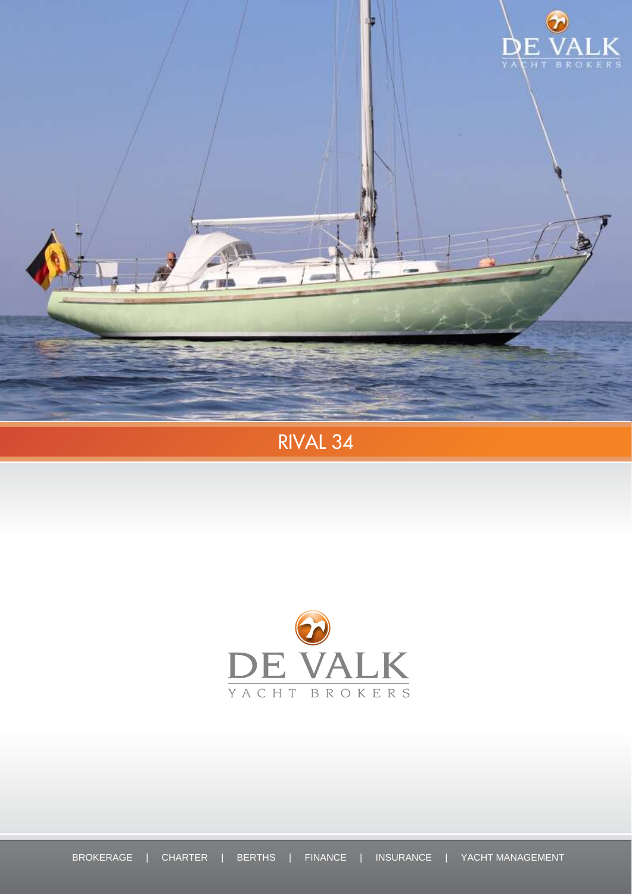# RIVAL 34

DE VALK

YACHT BROKERS

BROKERAGE | CHARTER | BERTHS | FINANCE | INSURANCE | YACHT MANAGEMENT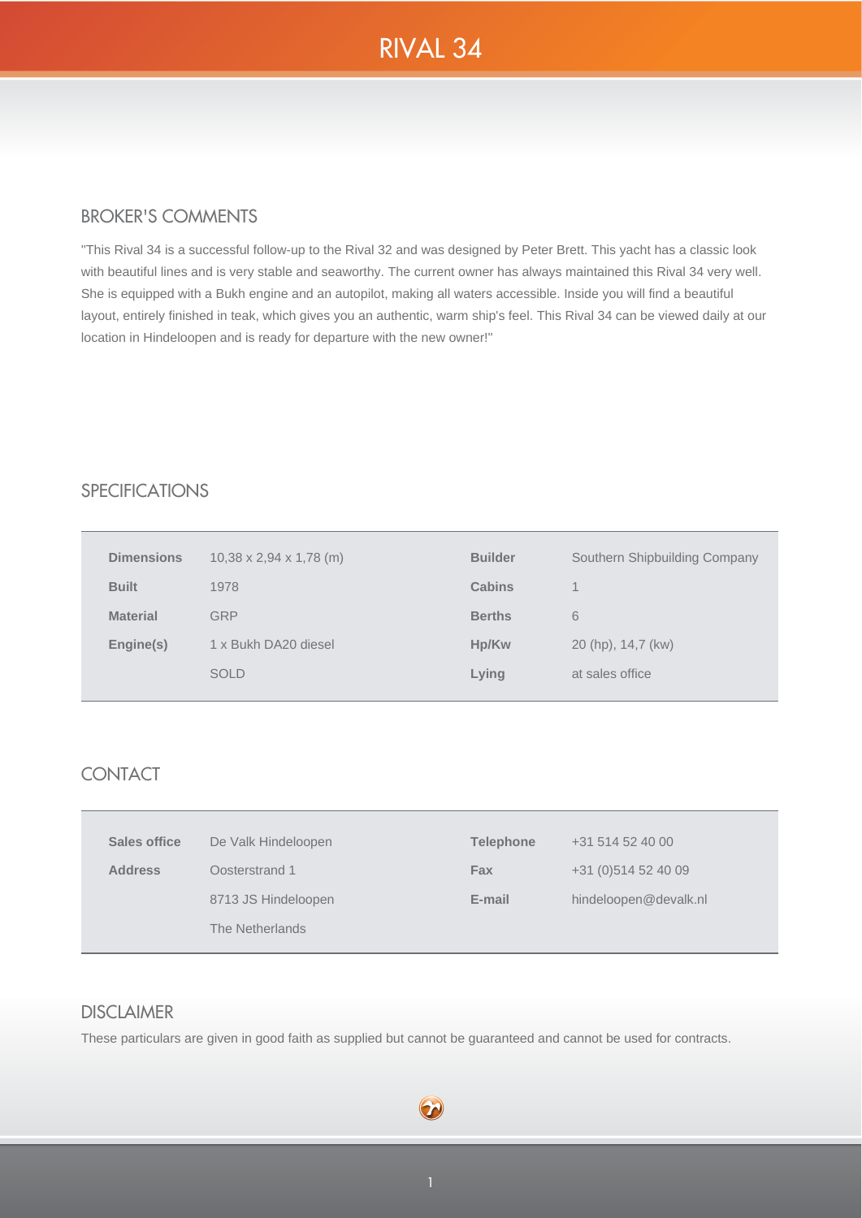# RIVAL 34

## BROKER'S COMMENTS

"This Rival 34 is a successful follow-up to the Rival 32 and was designed by Peter Brett. This yacht has a classic look with beautiful lines and is very stable and seaworthy. The current owner has always maintained this Rival 34 very well. She is equipped with a Bukh engine and an autopilot, making all waters accessible. Inside you will find a beautiful layout, entirely finished in teak, which gives you an authentic, warm ship's feel. This Rival 34 can be viewed daily at our location in Hindeloopen and is ready for departure with the new owner!"

## SPECIFICATIONS

| | | | |
|---|---|---|---|
| **Dimensions** | 10,38 x 2,94 x 1,78 (m) | **Builder** | Southern Shipbuilding Company |
| **Built** | 1978 | **Cabins** | 1 |
| **Material** | GRP | **Berths** | 6 |
| **Engine(s)** | 1 x Bukh DA20 diesel | **Hp/Kw** | 20 (hp), 14,7 (kw) |
| | SOLD | **Lying** | at sales office |

## CONTACT

| | | | |
|---|---|---|---|
| **Sales office** | De Valk Hindeloopen | **Telephone** | +31 514 52 40 00 |
| **Address** | Oosterstrand 1 | **Fax** | +31 (0)514 52 40 09 |
| | 8713 JS Hindeloopen | **E-mail** | hindeloopen@devalk.nl |
| | The Netherlands | | |

## DISCLAIMER

These particulars are given in good faith as supplied but cannot be guaranteed and cannot be used for contracts.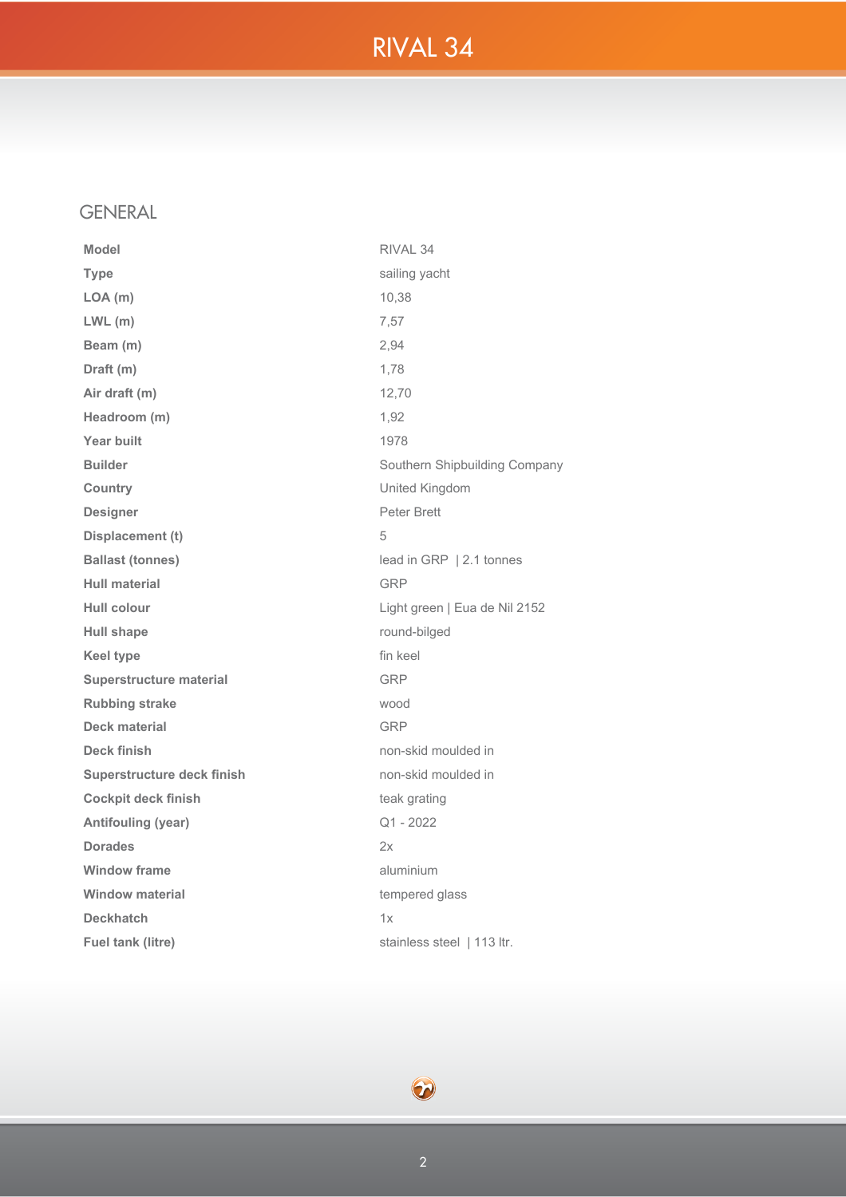# RIVAL 34

## GENERAL

| | |
|---|---|
| **Model** | RIVAL 34 |
| **Type** | sailing yacht |
| **LOA (m)** | 10,38 |
| **LWL (m)** | 7,57 |
| **Beam (m)** | 2,94 |
| **Draft (m)** | 1,78 |
| **Air draft (m)** | 12,70 |
| **Headroom (m)** | 1,92 |
| **Year built** | 1978 |
| **Builder** | Southern Shipbuilding Company |
| **Country** | United Kingdom |
| **Designer** | Peter Brett |
| **Displacement (t)** | 5 |
| **Ballast (tonnes)** | lead in GRP \| 2.1 tonnes |
| **Hull material** | GRP |
| **Hull colour** | Light green \| Eua de Nil 2152 |
| **Hull shape** | round-bilged |
| **Keel type** | fin keel |
| **Superstructure material** | GRP |
| **Rubbing strake** | wood |
| **Deck material** | GRP |
| **Deck finish** | non-skid moulded in |
| **Superstructure deck finish** | non-skid moulded in |
| **Cockpit deck finish** | teak grating |
| **Antifouling (year)** | Q1 - 2022 |
| **Dorades** | 2x |
| **Window frame** | aluminium |
| **Window material** | tempered glass |
| **Deckhatch** | 1x |
| **Fuel tank (litre)** | stainless steel \| 113 ltr. |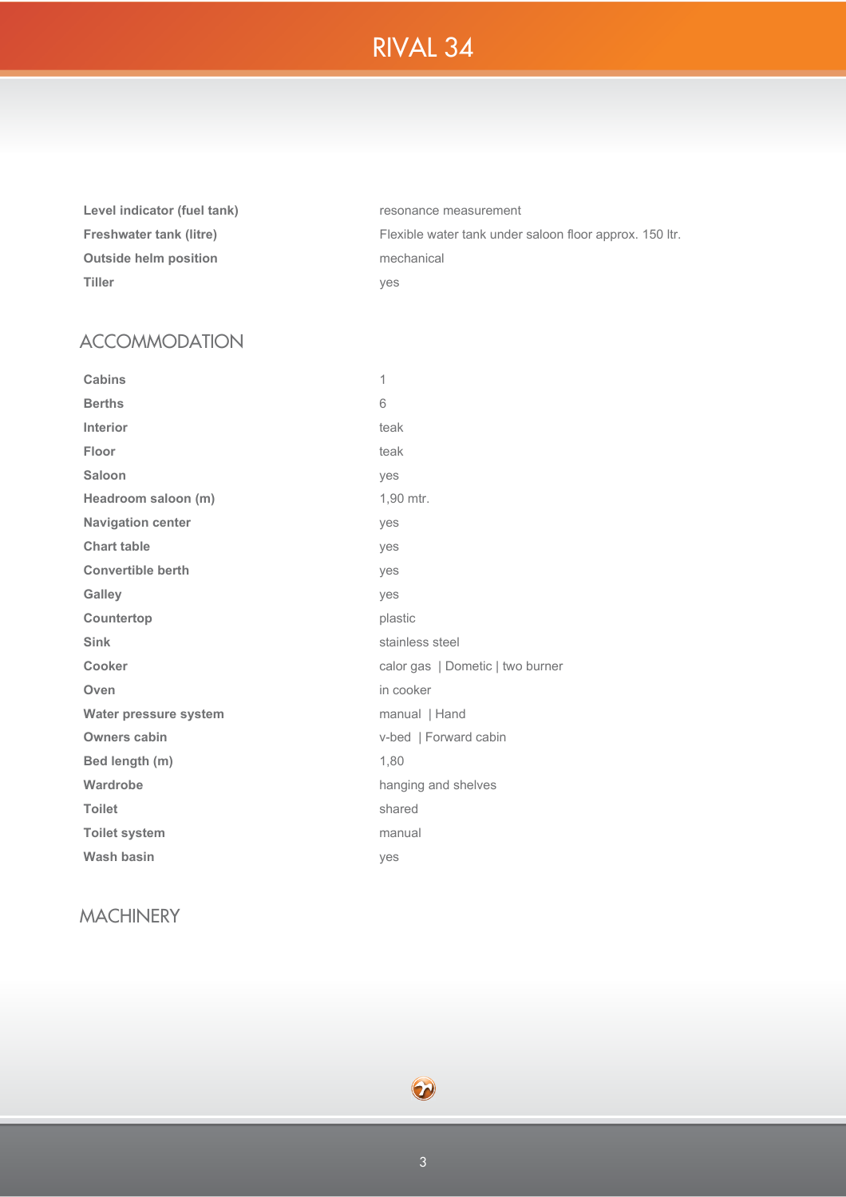| | |
|---|---|
| **Level indicator (fuel tank)** | resonance measurement |
| **Freshwater tank (litre)** | Flexible water tank under saloon floor approx. 150 ltr. |
| **Outside helm position** | mechanical |
| **Tiller** | yes |

## ACCOMMODATION

| | |
|---|---|
| **Cabins** | 1 |
| **Berths** | 6 |
| **Interior** | teak |
| **Floor** | teak |
| **Saloon** | yes |
| **Headroom saloon (m)** | 1,90 mtr. |
| **Navigation center** | yes |
| **Chart table** | yes |
| **Convertible berth** | yes |
| **Galley** | yes |
| **Countertop** | plastic |
| **Sink** | stainless steel |
| **Cooker** | calor gas \| Dometic \| two burner |
| **Oven** | in cooker |
| **Water pressure system** | manual \| Hand |
| **Owners cabin** | v-bed \| Forward cabin |
| **Bed length (m)** | 1,80 |
| **Wardrobe** | hanging and shelves |
| **Toilet** | shared |
| **Toilet system** | manual |
| **Wash basin** | yes |

## MACHINERY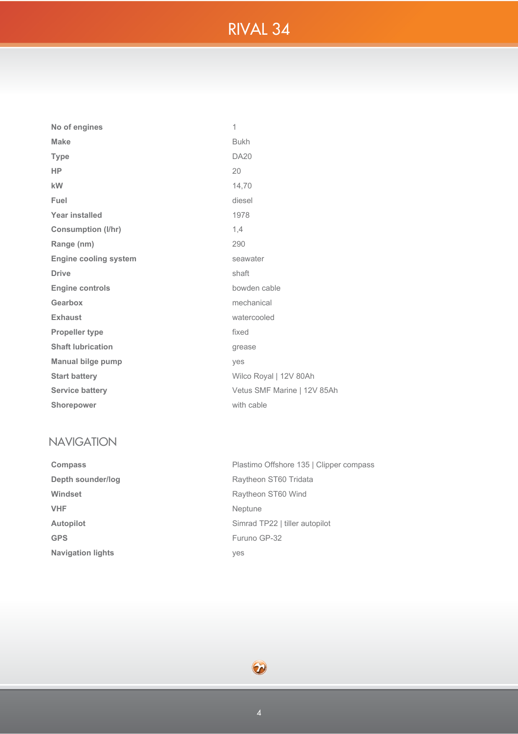# RIVAL 34

| | |
|---|---|
| **No of engines** | 1 |
| **Make** | Bukh |
| **Type** | DA20 |
| **HP** | 20 |
| **kW** | 14,70 |
| **Fuel** | diesel |
| **Year installed** | 1978 |
| **Consumption (l/hr)** | 1,4 |
| **Range (nm)** | 290 |
| **Engine cooling system** | seawater |
| **Drive** | shaft |
| **Engine controls** | bowden cable |
| **Gearbox** | mechanical |
| **Exhaust** | watercooled |
| **Propeller type** | fixed |
| **Shaft lubrication** | grease |
| **Manual bilge pump** | yes |
| **Start battery** | Wilco Royal \| 12V 80Ah |
| **Service battery** | Vetus SMF Marine \| 12V 85Ah |
| **Shorepower** | with cable |

## NAVIGATION

| | |
|---|---|
| **Compass** | Plastimo Offshore 135 \| Clipper compass |
| **Depth sounder/log** | Raytheon ST60 Tridata |
| **Windset** | Raytheon ST60 Wind |
| **VHF** | Neptune |
| **Autopilot** | Simrad TP22 \| tiller autopilot |
| **GPS** | Furuno GP-32 |
| **Navigation lights** | yes |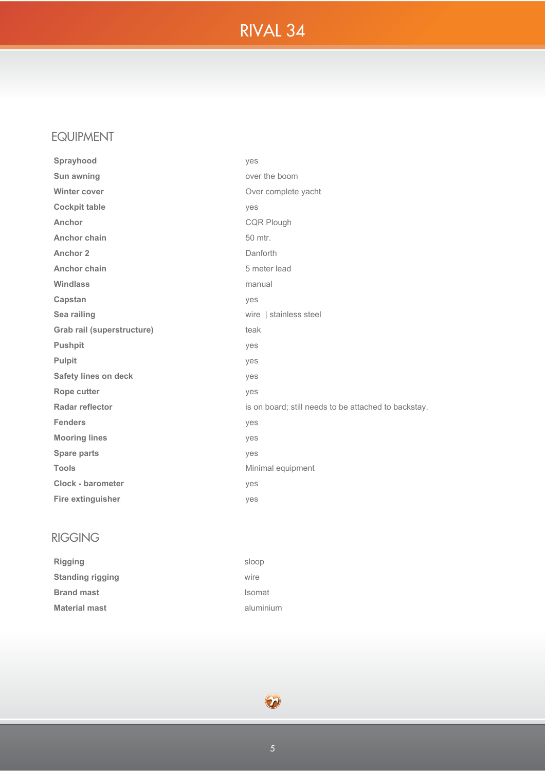# RIVAL 34

## EQUIPMENT

| | |
|---|---|
| **Sprayhood** | yes |
| **Sun awning** | over the boom |
| **Winter cover** | Over complete yacht |
| **Cockpit table** | yes |
| **Anchor** | CQR Plough |
| **Anchor chain** | 50 mtr. |
| **Anchor 2** | Danforth |
| **Anchor chain** | 5 meter lead |
| **Windlass** | manual |
| **Capstan** | yes |
| **Sea railing** | wire \| stainless steel |
| **Grab rail (superstructure)** | teak |
| **Pushpit** | yes |
| **Pulpit** | yes |
| **Safety lines on deck** | yes |
| **Rope cutter** | yes |
| **Radar reflector** | is on board; still needs to be attached to backstay. |
| **Fenders** | yes |
| **Mooring lines** | yes |
| **Spare parts** | yes |
| **Tools** | Minimal equipment |
| **Clock - barometer** | yes |
| **Fire extinguisher** | yes |

## RIGGING

| | |
|---|---|
| **Rigging** | sloop |
| **Standing rigging** | wire |
| **Brand mast** | Isomat |
| **Material mast** | aluminium |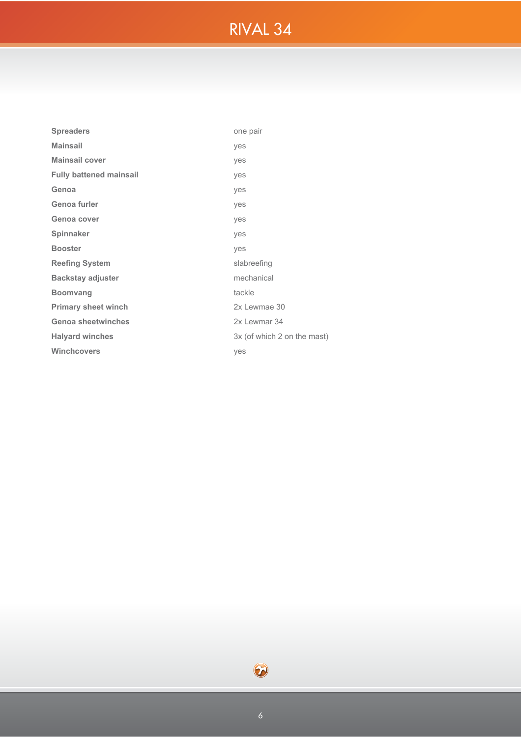# RIVAL 34

| | |
|---|---|
| **Spreaders** | one pair |
| **Mainsail** | yes |
| **Mainsail cover** | yes |
| **Fully battened mainsail** | yes |
| **Genoa** | yes |
| **Genoa furler** | yes |
| **Genoa cover** | yes |
| **Spinnaker** | yes |
| **Booster** | yes |
| **Reefing System** | slabreefing |
| **Backstay adjuster** | mechanical |
| **Boomvang** | tackle |
| **Primary sheet winch** | 2x Lewmae 30 |
| **Genoa sheetwinches** | 2x Lewmar 34 |
| **Halyard winches** | 3x (of which 2 on the mast) |
| **Winchcovers** | yes |